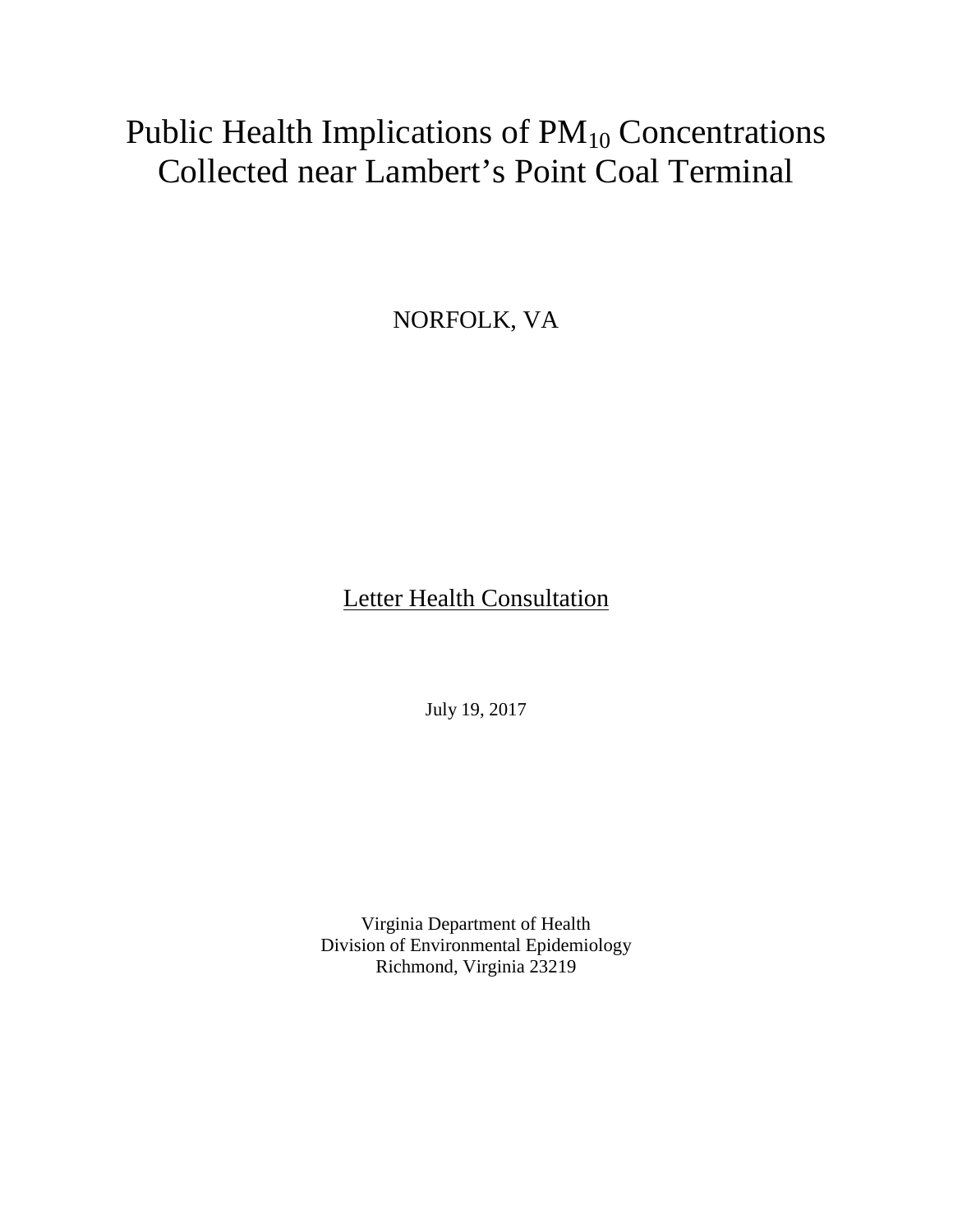# Public Health Implications of $PM_{10}$ Concentrations Collected near Lambert's Point Coal Terminal

NORFOLK, VA

<u>Letter Health Consultation</u>

July 19, 2017

Virginia Department of Health
Division of Environmental Epidemiology
Richmond, Virginia 23219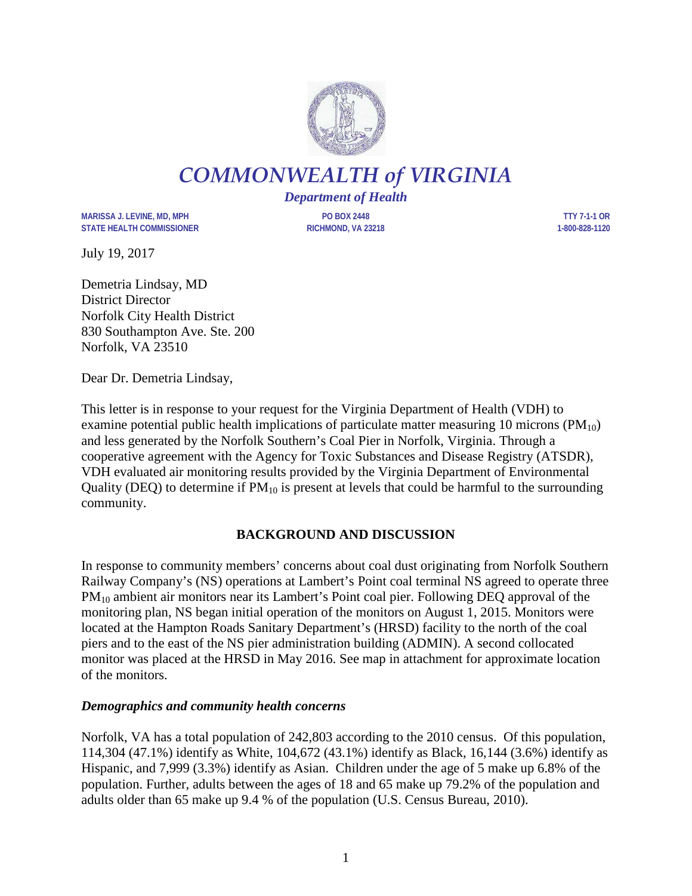# *COMMONWEALTH of VIRGINIA*

***Department of Health***

**MARISSA J. LEVINE, MD, MPH**
**STATE HEALTH COMMISSIONER**

**PO BOX 2448**
**RICHMOND, VA 23218**

**TTY 7-1-1 OR**
**1-800-828-1120**

July 19, 2017

Demetria Lindsay, MD
District Director
Norfolk City Health District
830 Southampton Ave. Ste. 200
Norfolk, VA 23510

Dear Dr. Demetria Lindsay,

This letter is in response to your request for the Virginia Department of Health (VDH) to examine potential public health implications of particulate matter measuring 10 microns ($PM_{10}$) and less generated by the Norfolk Southern's Coal Pier in Norfolk, Virginia. Through a cooperative agreement with the Agency for Toxic Substances and Disease Registry (ATSDR), VDH evaluated air monitoring results provided by the Virginia Department of Environmental Quality (DEQ) to determine if $PM_{10}$ is present at levels that could be harmful to the surrounding community.

## BACKGROUND AND DISCUSSION

In response to community members' concerns about coal dust originating from Norfolk Southern Railway Company's (NS) operations at Lambert's Point coal terminal NS agreed to operate three $PM_{10}$ ambient air monitors near its Lambert's Point coal pier. Following DEQ approval of the monitoring plan, NS began initial operation of the monitors on August 1, 2015. Monitors were located at the Hampton Roads Sanitary Department's (HRSD) facility to the north of the coal piers and to the east of the NS pier administration building (ADMIN). A second collocated monitor was placed at the HRSD in May 2016. See map in attachment for approximate location of the monitors.

### *Demographics and community health concerns*

Norfolk, VA has a total population of 242,803 according to the 2010 census. Of this population, 114,304 (47.1%) identify as White, 104,672 (43.1%) identify as Black, 16,144 (3.6%) identify as Hispanic, and 7,999 (3.3%) identify as Asian. Children under the age of 5 make up 6.8% of the population. Further, adults between the ages of 18 and 65 make up 79.2% of the population and adults older than 65 make up 9.4 % of the population (U.S. Census Bureau, 2010).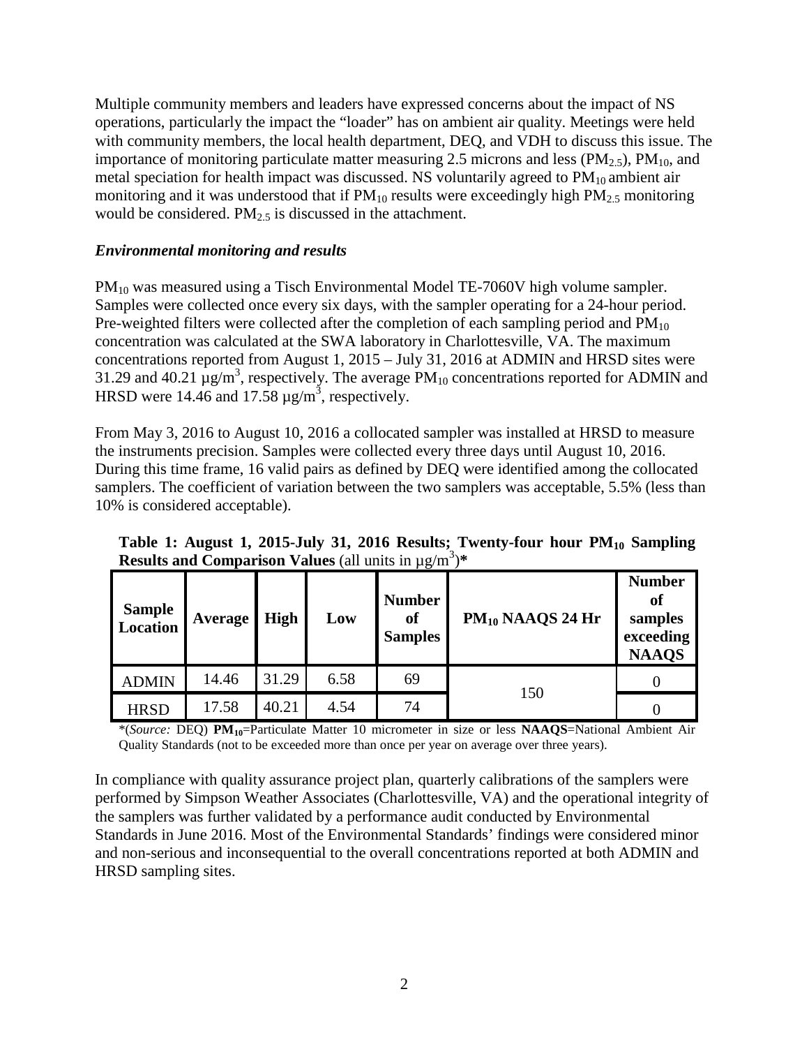Multiple community members and leaders have expressed concerns about the impact of NS operations, particularly the impact the "loader" has on ambient air quality. Meetings were held with community members, the local health department, DEQ, and VDH to discuss this issue. The importance of monitoring particulate matter measuring 2.5 microns and less ($PM_{2.5}$), $PM_{10}$, and metal speciation for health impact was discussed. NS voluntarily agreed to $PM_{10}$ ambient air monitoring and it was understood that if $PM_{10}$ results were exceedingly high $PM_{2.5}$ monitoring would be considered. $PM_{2.5}$ is discussed in the attachment.

### *Environmental monitoring and results*

$PM_{10}$ was measured using a Tisch Environmental Model TE-7060V high volume sampler. Samples were collected once every six days, with the sampler operating for a 24-hour period. Pre-weighted filters were collected after the completion of each sampling period and $PM_{10}$ concentration was calculated at the SWA laboratory in Charlottesville, VA. The maximum concentrations reported from August 1, 2015 – July 31, 2016 at ADMIN and HRSD sites were 31.29 and 40.21 $\mu g/m^3$, respectively. The average $PM_{10}$ concentrations reported for ADMIN and HRSD were 14.46 and 17.58 $\mu g/m^3$, respectively.

From May 3, 2016 to August 10, 2016 a collocated sampler was installed at HRSD to measure the instruments precision. Samples were collected every three days until August 10, 2016. During this time frame, 16 valid pairs as defined by DEQ were identified among the collocated samplers. The coefficient of variation between the two samplers was acceptable, 5.5% (less than 10% is considered acceptable).

**Table 1: August 1, 2015-July 31, 2016 Results; Twenty-four hour $PM_{10}$ Sampling Results and Comparison Values** (all units in $\mu g/m^3$)*

| Sample Location | Average | High | Low | Number of Samples | $PM_{10}$ NAAQS 24 Hr | Number of samples exceeding NAAQS |
|---|---|---|---|---|---|---|
| ADMIN | 14.46 | 31.29 | 6.58 | 69 | 150 | 0 |
| HRSD | 17.58 | 40.21 | 4.54 | 74 | | 0 |

*(*Source:* DEQ) **$PM_{10}$**=Particulate Matter 10 micrometer in size or less **NAAQS**=National Ambient Air Quality Standards (not to be exceeded more than once per year on average over three years).

In compliance with quality assurance project plan, quarterly calibrations of the samplers were performed by Simpson Weather Associates (Charlottesville, VA) and the operational integrity of the samplers was further validated by a performance audit conducted by Environmental Standards in June 2016. Most of the Environmental Standards' findings were considered minor and non-serious and inconsequential to the overall concentrations reported at both ADMIN and HRSD sampling sites.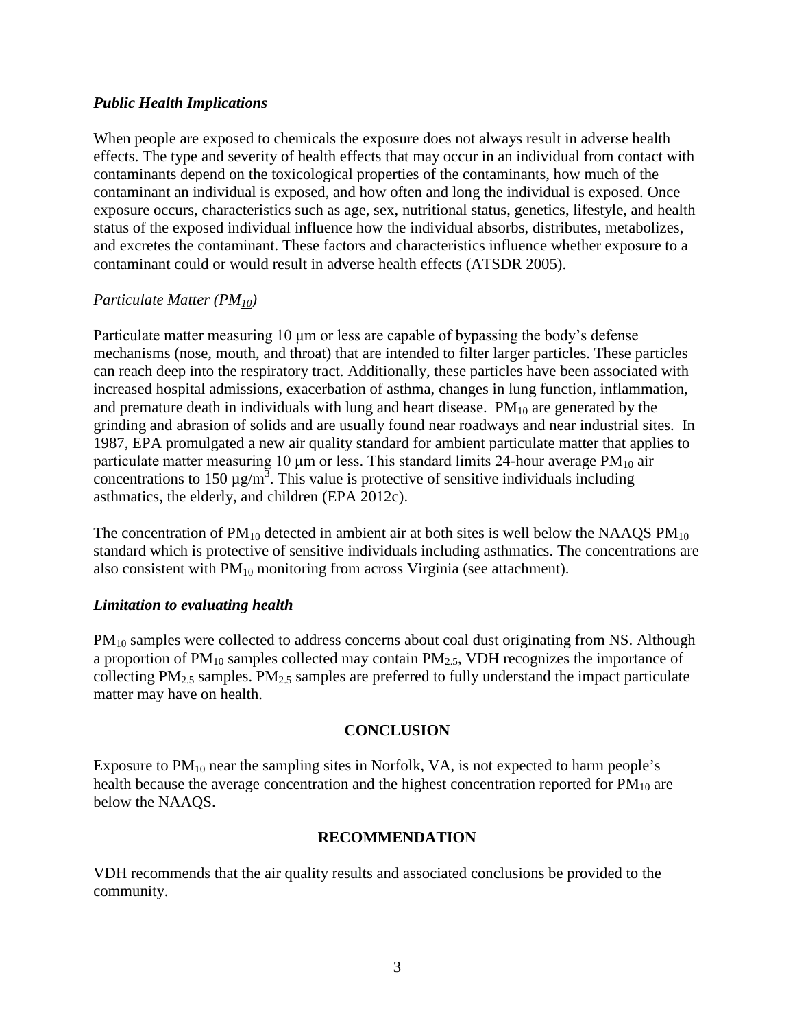### *Public Health Implications*

When people are exposed to chemicals the exposure does not always result in adverse health effects. The type and severity of health effects that may occur in an individual from contact with contaminants depend on the toxicological properties of the contaminants, how much of the contaminant an individual is exposed, and how often and long the individual is exposed. Once exposure occurs, characteristics such as age, sex, nutritional status, genetics, lifestyle, and health status of the exposed individual influence how the individual absorbs, distributes, metabolizes, and excretes the contaminant. These factors and characteristics influence whether exposure to a contaminant could or would result in adverse health effects (ATSDR 2005).

*Particulate Matter ($PM_{10}$)*

Particulate matter measuring 10 μm or less are capable of bypassing the body's defense mechanisms (nose, mouth, and throat) that are intended to filter larger particles. These particles can reach deep into the respiratory tract. Additionally, these particles have been associated with increased hospital admissions, exacerbation of asthma, changes in lung function, inflammation, and premature death in individuals with lung and heart disease. $PM_{10}$ are generated by the grinding and abrasion of solids and are usually found near roadways and near industrial sites. In 1987, EPA promulgated a new air quality standard for ambient particulate matter that applies to particulate matter measuring 10 μm or less. This standard limits 24-hour average $PM_{10}$ air concentrations to 150 $\mu g/m^3$. This value is protective of sensitive individuals including asthmatics, the elderly, and children (EPA 2012c).

The concentration of $PM_{10}$ detected in ambient air at both sites is well below the NAAQS $PM_{10}$ standard which is protective of sensitive individuals including asthmatics. The concentrations are also consistent with $PM_{10}$ monitoring from across Virginia (see attachment).

### *Limitation to evaluating health*

$PM_{10}$ samples were collected to address concerns about coal dust originating from NS. Although a proportion of $PM_{10}$ samples collected may contain $PM_{2.5}$, VDH recognizes the importance of collecting $PM_{2.5}$ samples. $PM_{2.5}$ samples are preferred to fully understand the impact particulate matter may have on health.

## CONCLUSION

Exposure to $PM_{10}$ near the sampling sites in Norfolk, VA, is not expected to harm people's health because the average concentration and the highest concentration reported for $PM_{10}$ are below the NAAQS.

## RECOMMENDATION

VDH recommends that the air quality results and associated conclusions be provided to the community.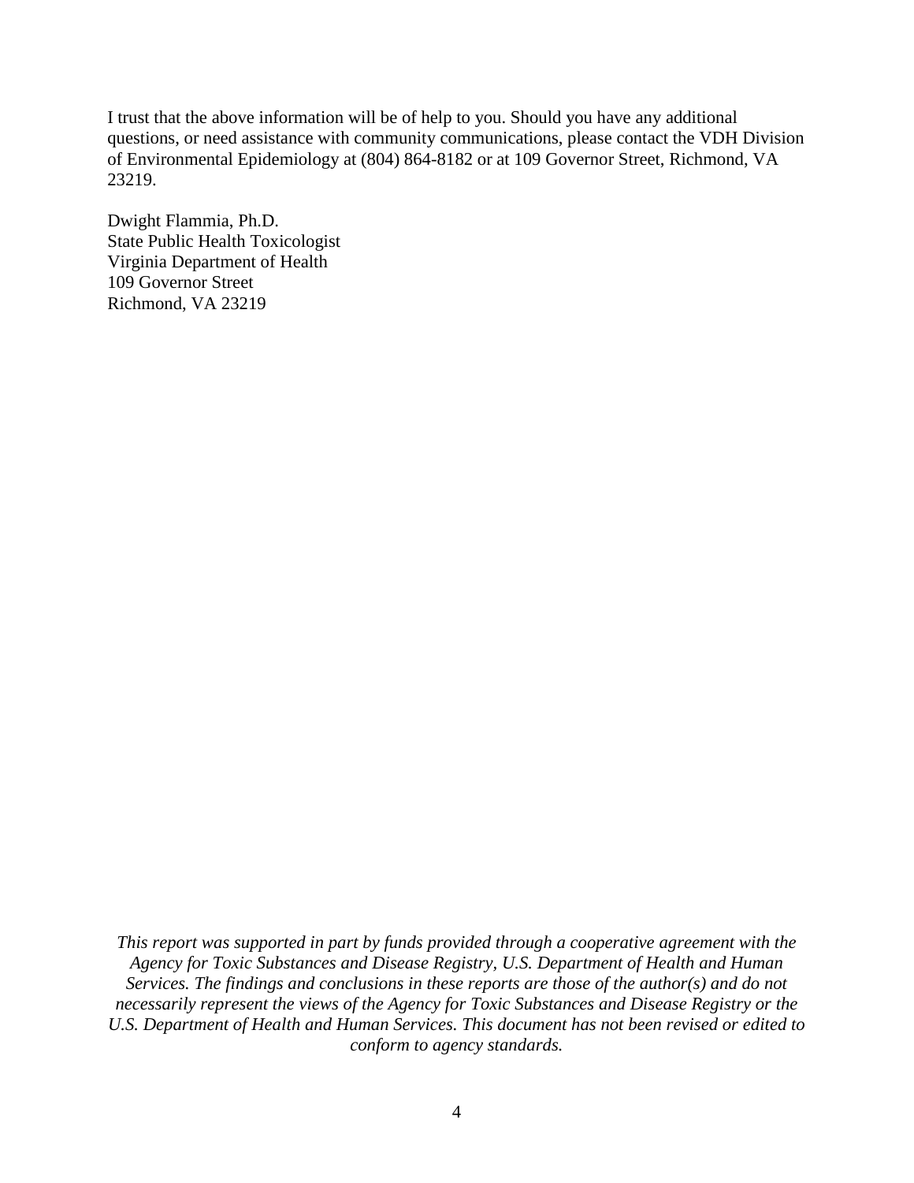I trust that the above information will be of help to you. Should you have any additional questions, or need assistance with community communications, please contact the VDH Division of Environmental Epidemiology at (804) 864-8182 or at 109 Governor Street, Richmond, VA 23219.

Dwight Flammia, Ph.D.
State Public Health Toxicologist
Virginia Department of Health
109 Governor Street
Richmond, VA 23219

*This report was supported in part by funds provided through a cooperative agreement with the Agency for Toxic Substances and Disease Registry, U.S. Department of Health and Human Services. The findings and conclusions in these reports are those of the author(s) and do not necessarily represent the views of the Agency for Toxic Substances and Disease Registry or the U.S. Department of Health and Human Services. This document has not been revised or edited to conform to agency standards.*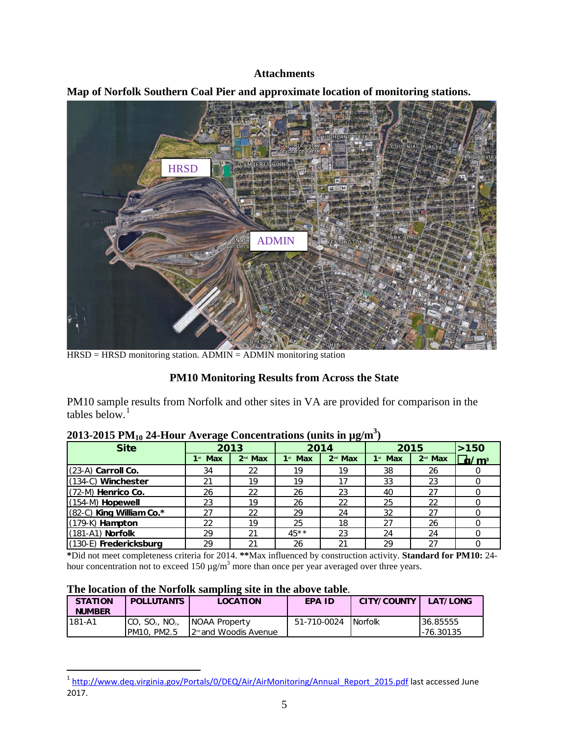**Attachments**

**Map of Norfolk Southern Coal Pier and approximate location of monitoring stations.**

HRSD = HRSD monitoring station. ADMIN = ADMIN monitoring station

**PM10 Monitoring Results from Across the State**

PM10 sample results from Norfolk and other sites in VA are provided for comparison in the tables below.[1]

**2013-2015 $PM_{10}$ 24-Hour Average Concentrations (units in $\mu g/m^3$)**

| Site | 2013 | | 2014 | | 2015 | | >150 μg/m³ |
|---|---|---|---|---|---|---|---|
| | 1st Max | 2nd Max | 1st Max | 2nd Max | 1st Max | 2nd Max | |
| (23-A) **Carroll Co.** | 34 | 22 | 19 | 19 | 38 | 26 | 0 |
| (134-C) **Winchester** | 21 | 19 | 19 | 17 | 33 | 23 | 0 |
| (72-M) **Henrico Co.** | 26 | 22 | 26 | 23 | 40 | 27 | 0 |
| (154-M) **Hopewell** | 23 | 19 | 26 | 22 | 25 | 22 | 0 |
| (82-C) **King William Co.*** | 27 | 22 | 29 | 24 | 32 | 27 | 0 |
| (179-K) **Hampton** | 22 | 19 | 25 | 18 | 27 | 26 | 0 |
| (181-A1) **Norfolk** | 29 | 21 | 45** | 23 | 24 | 24 | 0 |
| (130-E) **Fredericksburg** | 29 | 21 | 26 | 21 | 29 | 27 | 0 |

***Did not meet completeness criteria for 2014. ****Max influenced by construction activity. **Standard for PM10:** 24-hour concentration not to exceed 150 $\mu g/m^3$ more than once per year averaged over three years.

**The location of the Norfolk sampling site in the above table**.

| STATION NUMBER | POLLUTANTS | LOCATION | EPA ID | CITY/COUNTY | LAT/LONG |
|---|---|---|---|---|---|
| 181-A1 | CO, $SO_2$, $NO_2$, PM10, PM2.5 | NOAA Property 2nd and Woodis Avenue | 51-710-0024 | Norfolk | 36.85555 -76.30135 |

[1] http://www.deq.virginia.gov/Portals/0/DEQ/Air/AirMonitoring/Annual_Report_2015.pdf last accessed June 2017.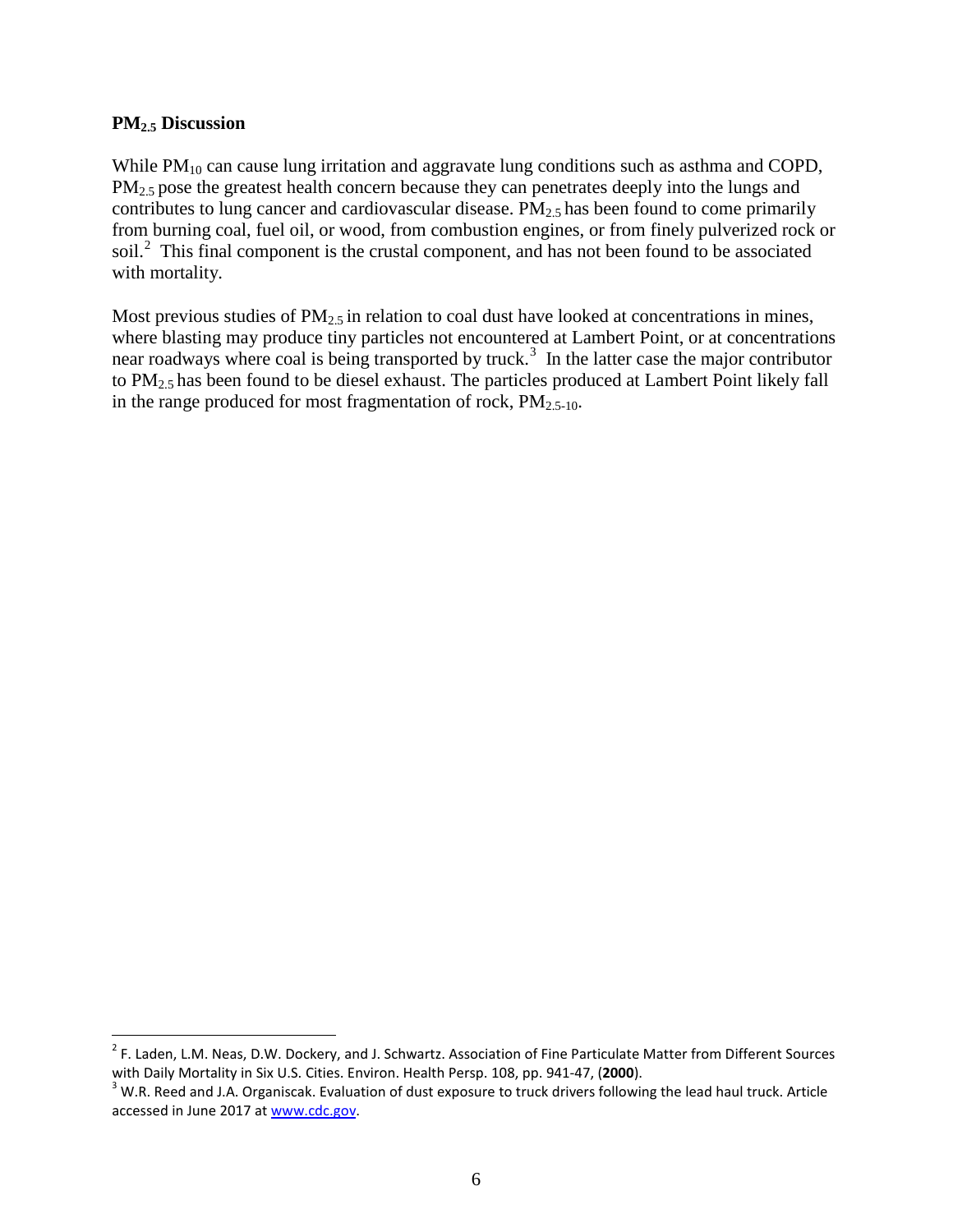### $PM_{2.5}$ Discussion

While $PM_{10}$ can cause lung irritation and aggravate lung conditions such as asthma and COPD, $PM_{2.5}$ pose the greatest health concern because they can penetrates deeply into the lungs and contributes to lung cancer and cardiovascular disease. $PM_{2.5}$ has been found to come primarily from burning coal, fuel oil, or wood, from combustion engines, or from finely pulverized rock or soil.[2] This final component is the crustal component, and has not been found to be associated with mortality.

Most previous studies of $PM_{2.5}$ in relation to coal dust have looked at concentrations in mines, where blasting may produce tiny particles not encountered at Lambert Point, or at concentrations near roadways where coal is being transported by truck.[3] In the latter case the major contributor to $PM_{2.5}$ has been found to be diesel exhaust. The particles produced at Lambert Point likely fall in the range produced for most fragmentation of rock, $PM_{2.5\text{-}10}$.

---

[2] F. Laden, L.M. Neas, D.W. Dockery, and J. Schwartz. Association of Fine Particulate Matter from Different Sources with Daily Mortality in Six U.S. Cities. Environ. Health Persp. 108, pp. 941-47, (**2000**).

[3] W.R. Reed and J.A. Organiscak. Evaluation of dust exposure to truck drivers following the lead haul truck. Article accessed in June 2017 at www.cdc.gov.